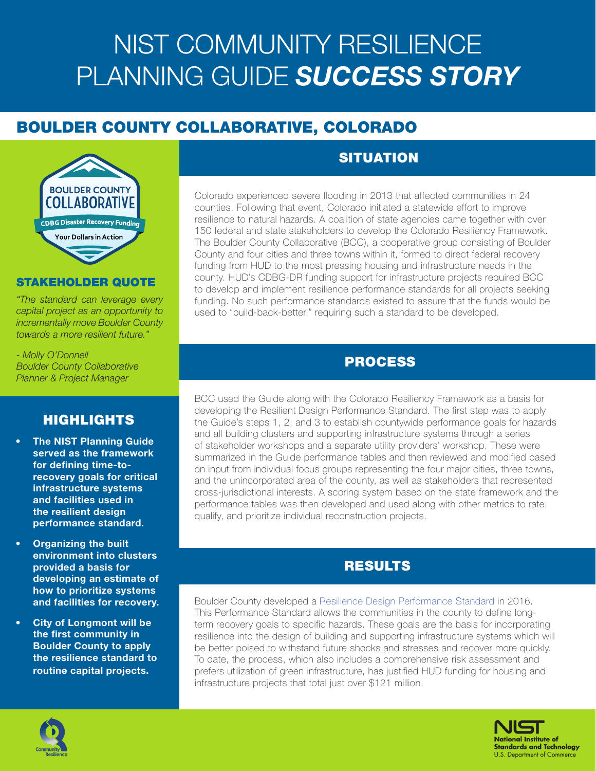# NIST COMMUNITY RESILIENCE PLANNING GUIDE ***SUCCESS STORY***

## BOULDER COUNTY COLLABORATIVE, COLORADO

### SITUATION

Colorado experienced severe flooding in 2013 that affected communities in 24 counties. Following that event, Colorado initiated a statewide effort to improve resilience to natural hazards. A coalition of state agencies came together with over 150 federal and state stakeholders to develop the Colorado Resiliency Framework. The Boulder County Collaborative (BCC), a cooperative group consisting of Boulder County and four cities and three towns within it, formed to direct federal recovery funding from HUD to the most pressing housing and infrastructure needs in the county. HUD's CDBG-DR funding support for infrastructure projects required BCC to develop and implement resilience performance standards for all projects seeking funding. No such performance standards existed to assure that the funds would be used to "build-back-better," requiring such a standard to be developed.

### PROCESS

BCC used the Guide along with the Colorado Resiliency Framework as a basis for developing the Resilient Design Performance Standard. The first step was to apply the Guide's steps 1, 2, and 3 to establish countywide performance goals for hazards and all building clusters and supporting infrastructure systems through a series of stakeholder workshops and a separate utility providers' workshop. These were summarized in the Guide performance tables and then reviewed and modified based on input from individual focus groups representing the four major cities, three towns, and the unincorporated area of the county, as well as stakeholders that represented cross-jurisdictional interests. A scoring system based on the state framework and the performance tables was then developed and used along with other metrics to rate, qualify, and prioritize individual reconstruction projects.

### RESULTS

Boulder County developed a Resilience Design Performance Standard in 2016. This Performance Standard allows the communities in the county to define long-term recovery goals to specific hazards. These goals are the basis for incorporating resilience into the design of building and supporting infrastructure systems which will be better poised to withstand future shocks and stresses and recover more quickly. To date, the process, which also includes a comprehensive risk assessment and prefers utilization of green infrastructure, has justified HUD funding for housing and infrastructure projects that total just over $121 million.

### STAKEHOLDER QUOTE

*"The standard can leverage every capital project as an opportunity to incrementally move Boulder County towards a more resilient future."*

*- Molly O'Donnell*
*Boulder County Collaborative*
*Planner & Project Manager*

### HIGHLIGHTS

- **The NIST Planning Guide served as the framework for defining time-to-recovery goals for critical infrastructure systems and facilities used in the resilient design performance standard.**
- **Organizing the built environment into clusters provided a basis for developing an estimate of how to prioritize systems and facilities for recovery.**
- **City of Longmont will be the first community in Boulder County to apply the resilience standard to routine capital projects.**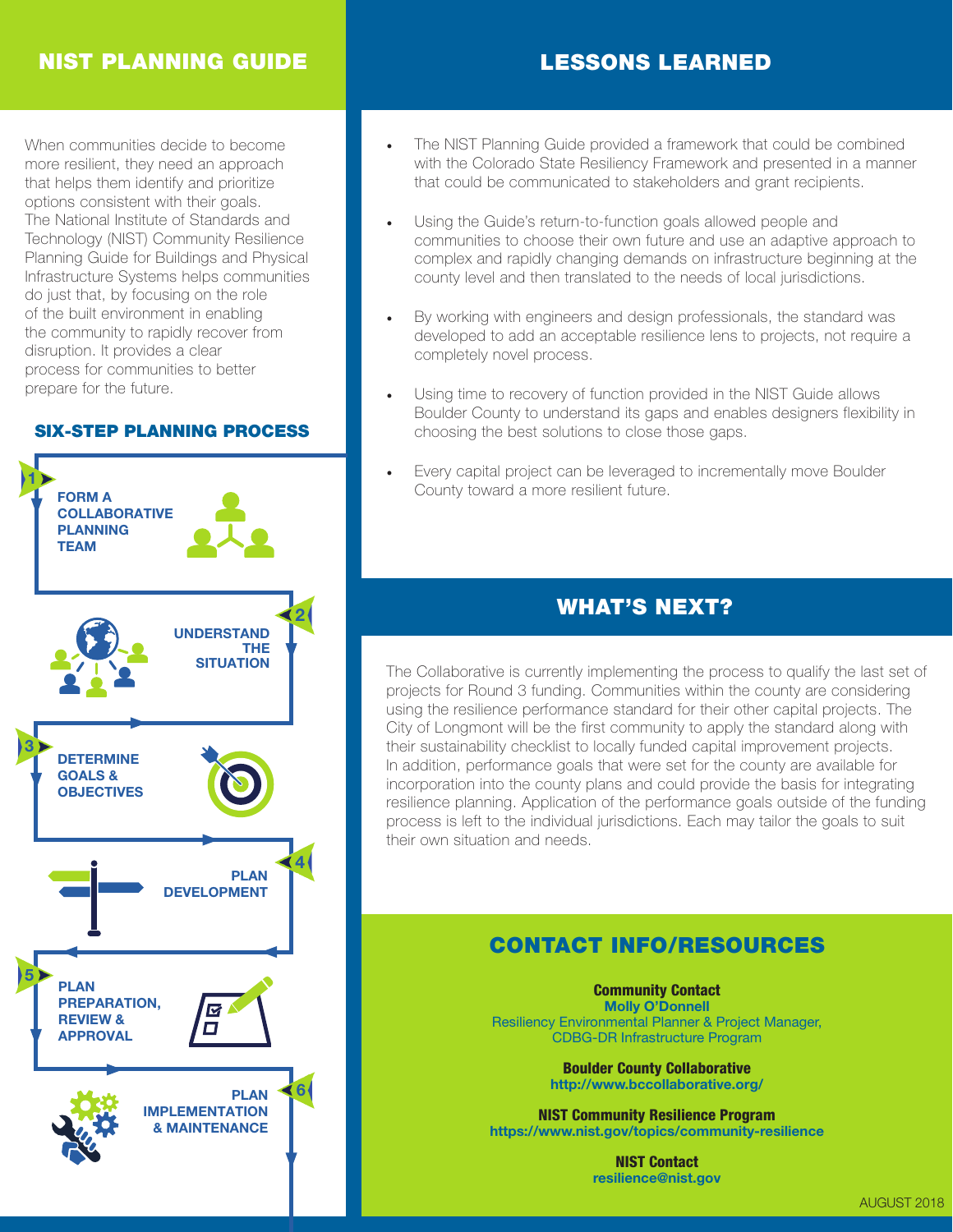## NIST PLANNING GUIDE

When communities decide to become more resilient, they need an approach that helps them identify and prioritize options consistent with their goals. The National Institute of Standards and Technology (NIST) Community Resilience Planning Guide for Buildings and Physical Infrastructure Systems helps communities do just that, by focusing on the role of the built environment in enabling the community to rapidly recover from disruption. It provides a clear process for communities to better prepare for the future.

### SIX-STEP PLANNING PROCESS

1. FORM A COLLABORATIVE PLANNING TEAM
2. UNDERSTAND THE SITUATION
3. DETERMINE GOALS & OBJECTIVES
4. PLAN DEVELOPMENT
5. PLAN PREPARATION, REVIEW & APPROVAL
6. PLAN IMPLEMENTATION & MAINTENANCE

## LESSONS LEARNED

- The NIST Planning Guide provided a framework that could be combined with the Colorado State Resiliency Framework and presented in a manner that could be communicated to stakeholders and grant recipients.
- Using the Guide's return-to-function goals allowed people and communities to choose their own future and use an adaptive approach to complex and rapidly changing demands on infrastructure beginning at the county level and then translated to the needs of local jurisdictions.
- By working with engineers and design professionals, the standard was developed to add an acceptable resilience lens to projects, not require a completely novel process.
- Using time to recovery of function provided in the NIST Guide allows Boulder County to understand its gaps and enables designers flexibility in choosing the best solutions to close those gaps.
- Every capital project can be leveraged to incrementally move Boulder County toward a more resilient future.

## WHAT'S NEXT?

The Collaborative is currently implementing the process to qualify the last set of projects for Round 3 funding. Communities within the county are considering using the resilience performance standard for their other capital projects. The City of Longmont will be the first community to apply the standard along with their sustainability checklist to locally funded capital improvement projects. In addition, performance goals that were set for the county are available for incorporation into the county plans and could provide the basis for integrating resilience planning. Application of the performance goals outside of the funding process is left to the individual jurisdictions. Each may tailor the goals to suit their own situation and needs.

## CONTACT INFO/RESOURCES

**Community Contact**
**Molly O'Donnell**
Resiliency Environmental Planner & Project Manager,
CDBG-DR Infrastructure Program

**Boulder County Collaborative**
http://www.bccollaborative.org/

**NIST Community Resilience Program**
https://www.nist.gov/topics/community-resilience

**NIST Contact**
resilience@nist.gov

AUGUST 2018